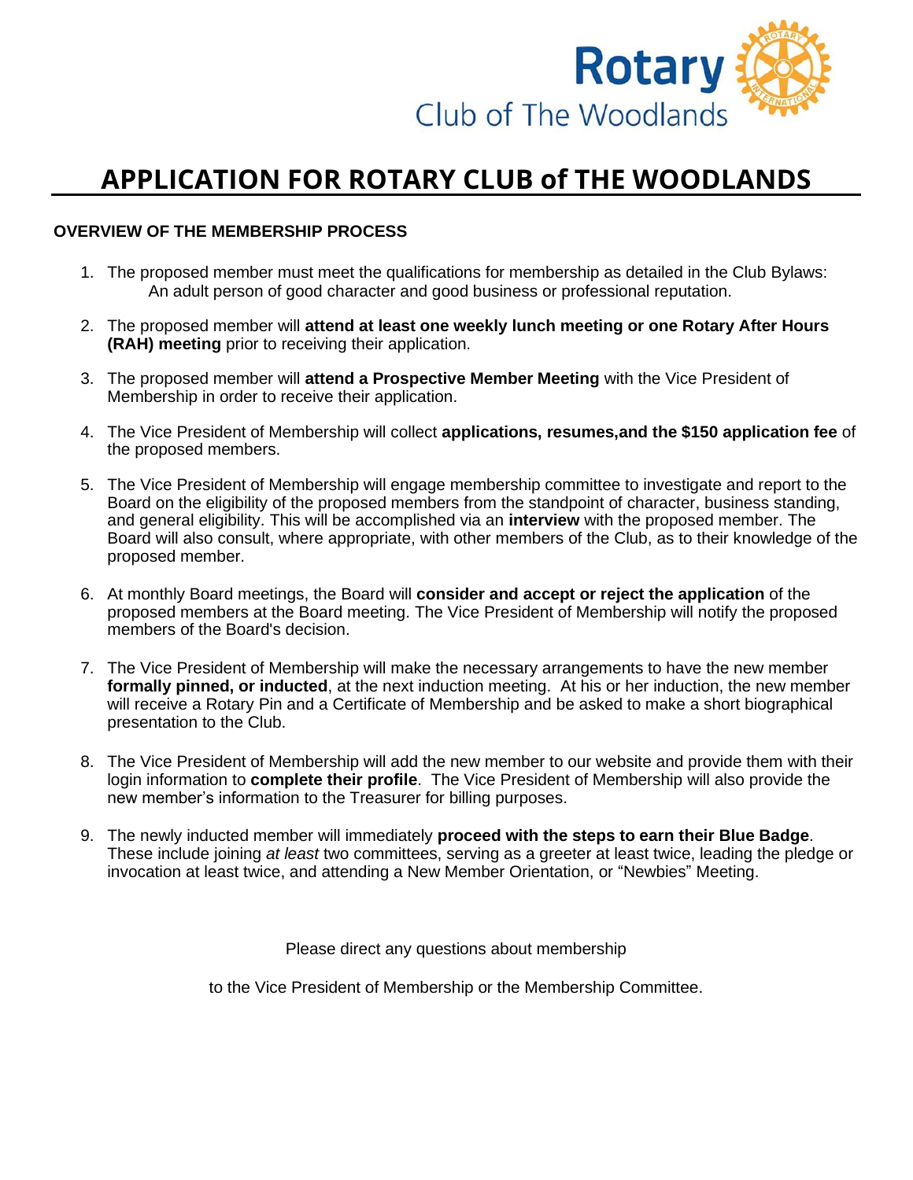Rotary Club of The Woodlands

# APPLICATION FOR ROTARY CLUB of THE WOODLANDS

**OVERVIEW OF THE MEMBERSHIP PROCESS**

1. The proposed member must meet the qualifications for membership as detailed in the Club Bylaws: An adult person of good character and good business or professional reputation.

2. The proposed member will **attend at least one weekly lunch meeting or one Rotary After Hours (RAH) meeting** prior to receiving their application.

3. The proposed member will **attend a Prospective Member Meeting** with the Vice President of Membership in order to receive their application.

4. The Vice President of Membership will collect **applications, resumes,and the $150 application fee** of the proposed members.

5. The Vice President of Membership will engage membership committee to investigate and report to the Board on the eligibility of the proposed members from the standpoint of character, business standing, and general eligibility. This will be accomplished via an **interview** with the proposed member. The Board will also consult, where appropriate, with other members of the Club, as to their knowledge of the proposed member.

6. At monthly Board meetings, the Board will **consider and accept or reject the application** of the proposed members at the Board meeting. The Vice President of Membership will notify the proposed members of the Board's decision.

7. The Vice President of Membership will make the necessary arrangements to have the new member **formally pinned, or inducted**, at the next induction meeting. At his or her induction, the new member will receive a Rotary Pin and a Certificate of Membership and be asked to make a short biographical presentation to the Club.

8. The Vice President of Membership will add the new member to our website and provide them with their login information to **complete their profile**. The Vice President of Membership will also provide the new member's information to the Treasurer for billing purposes.

9. The newly inducted member will immediately **proceed with the steps to earn their Blue Badge**. These include joining *at least* two committees, serving as a greeter at least twice, leading the pledge or invocation at least twice, and attending a New Member Orientation, or "Newbies" Meeting.

Please direct any questions about membership

to the Vice President of Membership or the Membership Committee.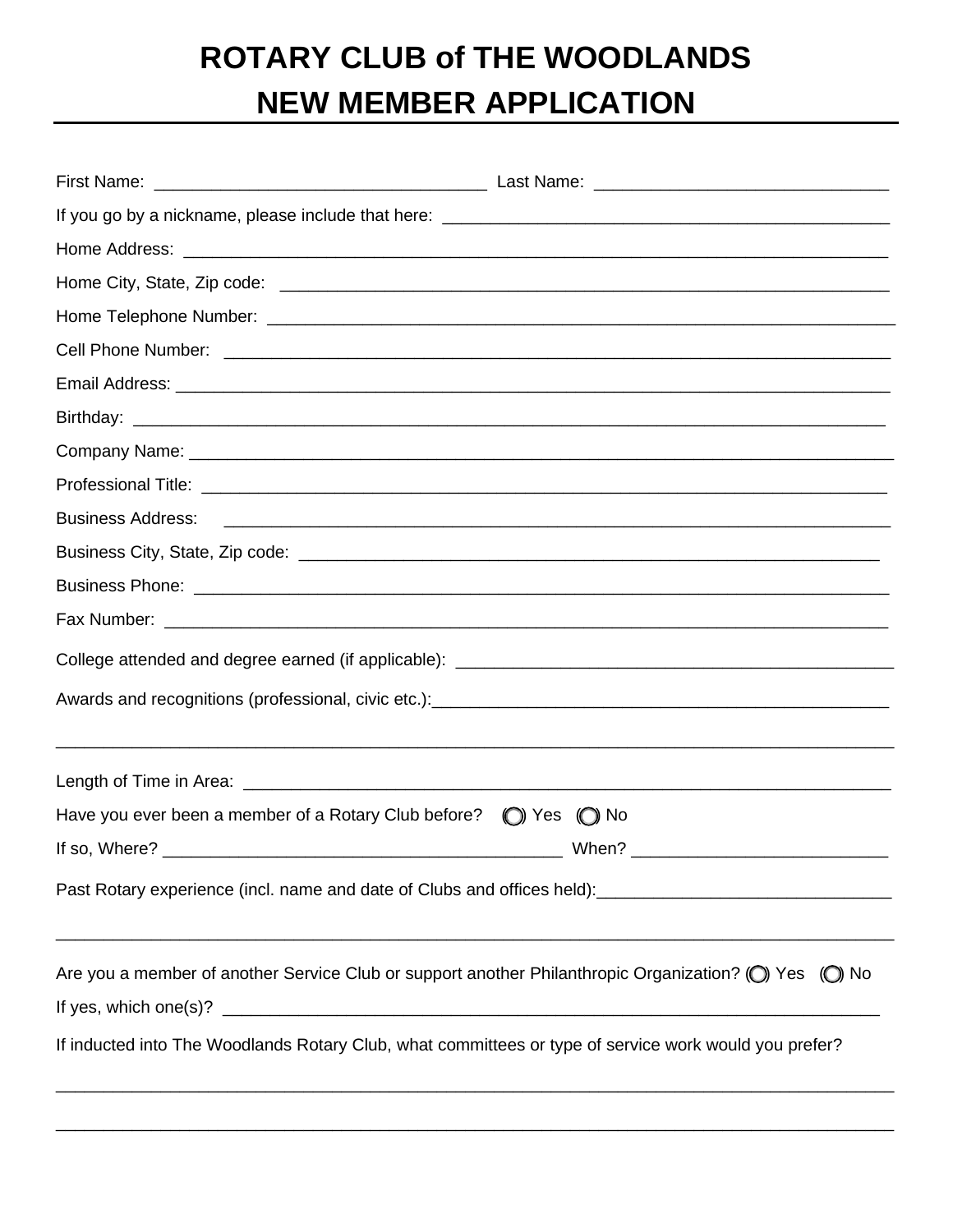# ROTARY CLUB of THE WOODLANDS
# NEW MEMBER APPLICATION

First Name: ___________________________________ Last Name: _______________________________

If you go by a nickname, please include that here: _______________________________________________

Home Address: ___________________________________________________________________________

Home City, State, Zip code: _________________________________________________________________

Home Telephone Number: ____________________________________________________________________

Cell Phone Number: _________________________________________________________________________

Email Address: _____________________________________________________________________________

Birthday: __________________________________________________________________________________

Company Name: _____________________________________________________________________________

Professional Title: __________________________________________________________________________

Business Address: ___________________________________________________________________________

Business City, State, Zip code: _______________________________________________________________

Business Phone: _____________________________________________________________________________

Fax Number: ________________________________________________________________________________

College attended and degree earned (if applicable): ______________________________________________

Awards and recognitions (professional, civic etc.):_________________________________________________

_______________________________________________________________________________________________

Length of Time in Area: _______________________________________________________________________

Have you ever been a member of a Rotary Club before? ◯ Yes ◯ No

If so, Where? ___________________________________________ When? ___________________________

Past Rotary experience (incl. name and date of Clubs and offices held):_______________________________

_______________________________________________________________________________________________

Are you a member of another Service Club or support another Philanthropic Organization? ◯ Yes ◯ No

If yes, which one(s)? ________________________________________________________________________

If inducted into The Woodlands Rotary Club, what committees or type of service work would you prefer?

_______________________________________________________________________________________________

_______________________________________________________________________________________________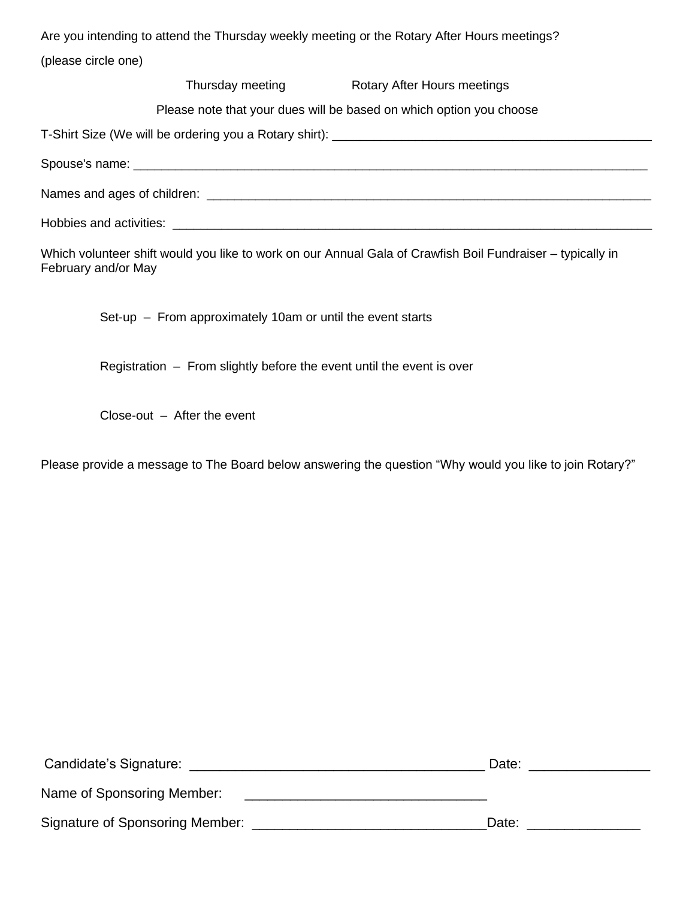Are you intending to attend the Thursday weekly meeting or the Rotary After Hours meetings?

(please circle one)

Thursday meeting          Rotary After Hours meetings

Please note that your dues will be based on which option you choose

T-Shirt Size (We will be ordering you a Rotary shirt): ______________________________________________

Spouse's name: ______________________________________________________________________________

Names and ages of children: __________________________________________________________________

Hobbies and activities: _______________________________________________________________________

Which volunteer shift would you like to work on our Annual Gala of Crawfish Boil Fundraiser – typically in February and/or May

Set-up – From approximately 10am or until the event starts

Registration – From slightly before the event until the event is over

Close-out – After the event

Please provide a message to The Board below answering the question "Why would you like to join Rotary?"

Candidate's Signature: ________________________________________ Date: ________________

Name of Sponsoring Member: ________________________________

Signature of Sponsoring Member: ______________________________Date: _______________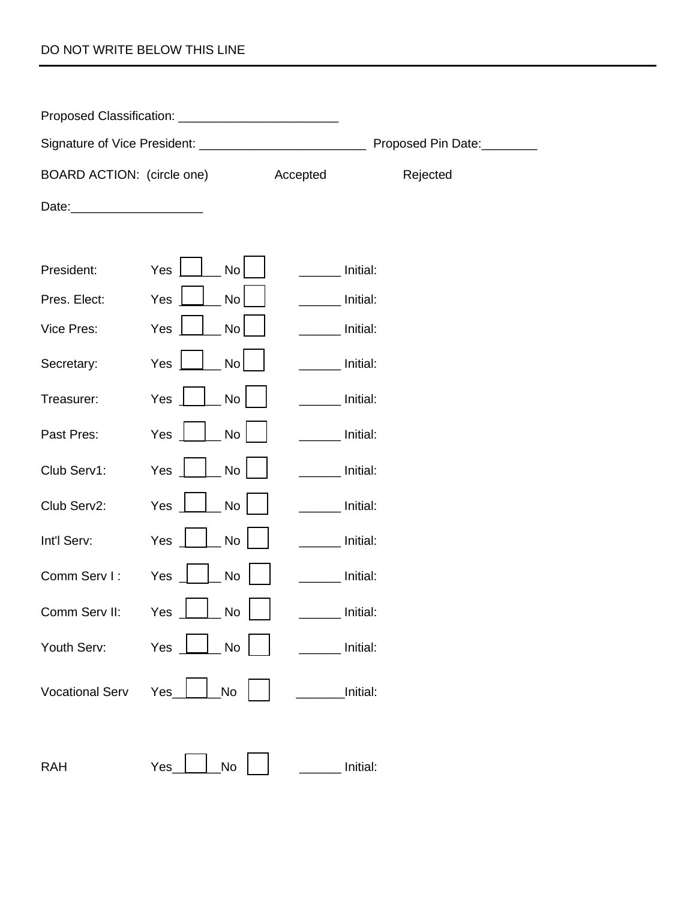DO NOT WRITE BELOW THIS LINE

---

Proposed Classification: _______________________

Signature of Vice President: ________________________ Proposed Pin Date:________

BOARD ACTION: (circle one) Accepted Rejected

Date:___________________

| | | | | |
|---|---|---|---|---|
| President: | Yes ☐ | No ☐ | ______ | Initial: |
| Pres. Elect: | Yes ☐ | No ☐ | ______ | Initial: |
| Vice Pres: | Yes ☐ | No ☐ | ______ | Initial: |
| Secretary: | Yes ☐ | No ☐ | ______ | Initial: |
| Treasurer: | Yes ☐ | No ☐ | ______ | Initial: |
| Past Pres: | Yes ☐ | No ☐ | ______ | Initial: |
| Club Serv1: | Yes ☐ | No ☐ | ______ | Initial: |
| Club Serv2: | Yes ☐ | No ☐ | ______ | Initial: |
| Int'l Serv: | Yes ☐ | No ☐ | ______ | Initial: |
| Comm Serv I : | Yes ☐ | No ☐ | ______ | Initial: |
| Comm Serv II: | Yes ☐ | No ☐ | ______ | Initial: |
| Youth Serv: | Yes ☐ | No ☐ | ______ | Initial: |
| Vocational Serv | Yes ☐ | No ☐ | _______ | Initial: |
| RAH | Yes ☐ | No ☐ | ______ | Initial: |